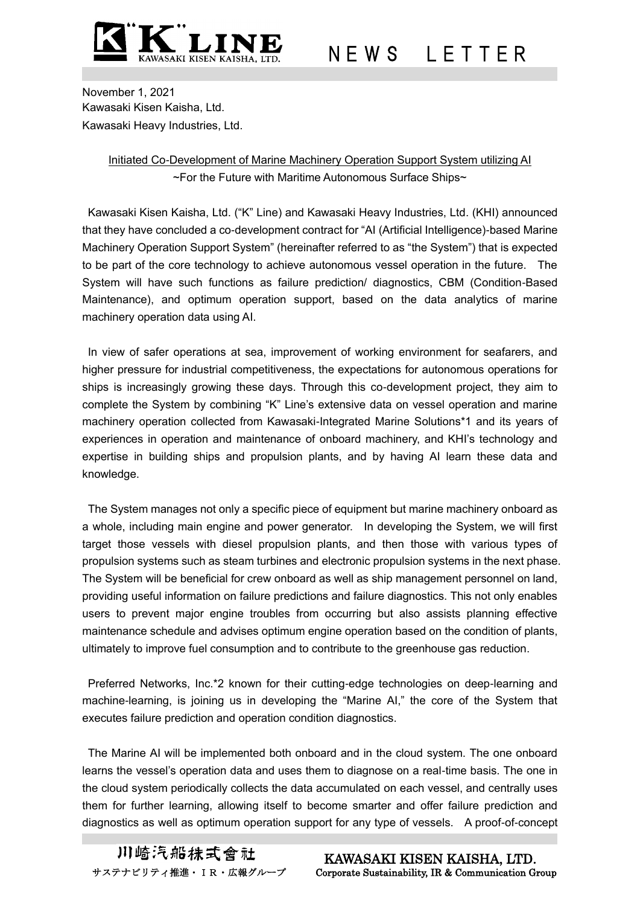November 1, 2021
Kawasaki Kisen Kaisha, Ltd.
Kawasaki Heavy Industries, Ltd.

## Initiated Co-Development of Marine Machinery Operation Support System utilizing AI
~For the Future with Maritime Autonomous Surface Ships~

Kawasaki Kisen Kaisha, Ltd. ("K" Line) and Kawasaki Heavy Industries, Ltd. (KHI) announced that they have concluded a co-development contract for "AI (Artificial Intelligence)-based Marine Machinery Operation Support System" (hereinafter referred to as "the System") that is expected to be part of the core technology to achieve autonomous vessel operation in the future. The System will have such functions as failure prediction/ diagnostics, CBM (Condition-Based Maintenance), and optimum operation support, based on the data analytics of marine machinery operation data using AI.

In view of safer operations at sea, improvement of working environment for seafarers, and higher pressure for industrial competitiveness, the expectations for autonomous operations for ships is increasingly growing these days. Through this co-development project, they aim to complete the System by combining "K" Line's extensive data on vessel operation and marine machinery operation collected from Kawasaki-Integrated Marine Solutions*1 and its years of experiences in operation and maintenance of onboard machinery, and KHI's technology and expertise in building ships and propulsion plants, and by having AI learn these data and knowledge.

The System manages not only a specific piece of equipment but marine machinery onboard as a whole, including main engine and power generator. In developing the System, we will first target those vessels with diesel propulsion plants, and then those with various types of propulsion systems such as steam turbines and electronic propulsion systems in the next phase. The System will be beneficial for crew onboard as well as ship management personnel on land, providing useful information on failure predictions and failure diagnostics. This not only enables users to prevent major engine troubles from occurring but also assists planning effective maintenance schedule and advises optimum engine operation based on the condition of plants, ultimately to improve fuel consumption and to contribute to the greenhouse gas reduction.

Preferred Networks, Inc.*2 known for their cutting-edge technologies on deep-learning and machine-learning, is joining us in developing the "Marine AI," the core of the System that executes failure prediction and operation condition diagnostics.

The Marine AI will be implemented both onboard and in the cloud system. The one onboard learns the vessel's operation data and uses them to diagnose on a real-time basis. The one in the cloud system periodically collects the data accumulated on each vessel, and centrally uses them for further learning, allowing itself to become smarter and offer failure prediction and diagnostics as well as optimum operation support for any type of vessels. A proof-of-concept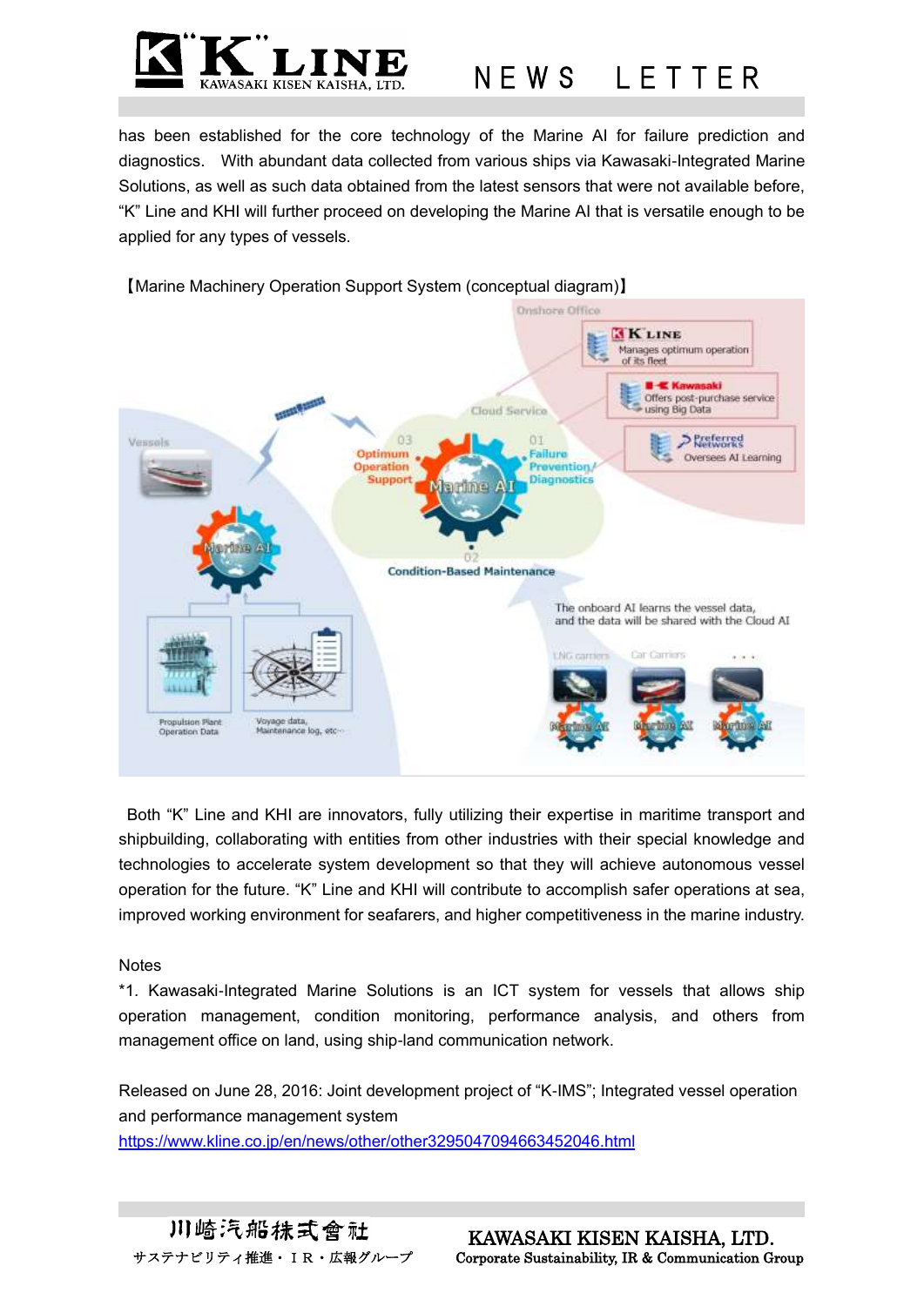has been established for the core technology of the Marine AI for failure prediction and diagnostics. With abundant data collected from various ships via Kawasaki-Integrated Marine Solutions, as well as such data obtained from the latest sensors that were not available before, "K" Line and KHI will further proceed on developing the Marine AI that is versatile enough to be applied for any types of vessels.

【Marine Machinery Operation Support System (conceptual diagram)】

Both "K" Line and KHI are innovators, fully utilizing their expertise in maritime transport and shipbuilding, collaborating with entities from other industries with their special knowledge and technologies to accelerate system development so that they will achieve autonomous vessel operation for the future. "K" Line and KHI will contribute to accomplish safer operations at sea, improved working environment for seafarers, and higher competitiveness in the marine industry.

Notes

*1. Kawasaki-Integrated Marine Solutions is an ICT system for vessels that allows ship operation management, condition monitoring, performance analysis, and others from management office on land, using ship-land communication network.

Released on June 28, 2016: Joint development project of "K-IMS"; Integrated vessel operation and performance management system

https://www.kline.co.jp/en/news/other/other3295047094663452046.html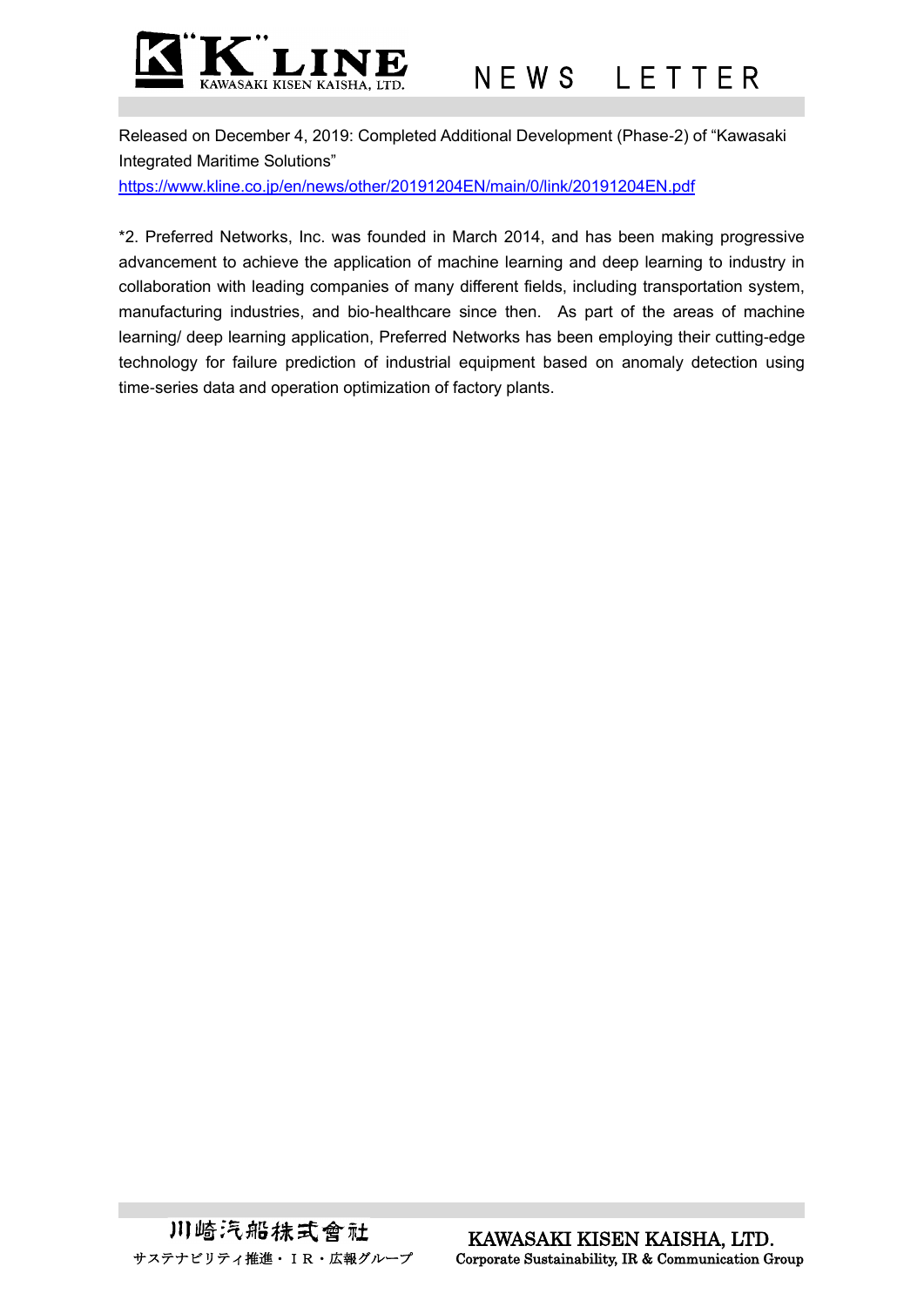Released on December 4, 2019: Completed Additional Development (Phase-2) of “Kawasaki Integrated Maritime Solutions”
https://www.kline.co.jp/en/news/other/20191204EN/main/0/link/20191204EN.pdf

*2. Preferred Networks, Inc. was founded in March 2014, and has been making progressive advancement to achieve the application of machine learning and deep learning to industry in collaboration with leading companies of many different fields, including transportation system, manufacturing industries, and bio-healthcare since then. As part of the areas of machine learning/ deep learning application, Preferred Networks has been employing their cutting-edge technology for failure prediction of industrial equipment based on anomaly detection using time-series data and operation optimization of factory plants.